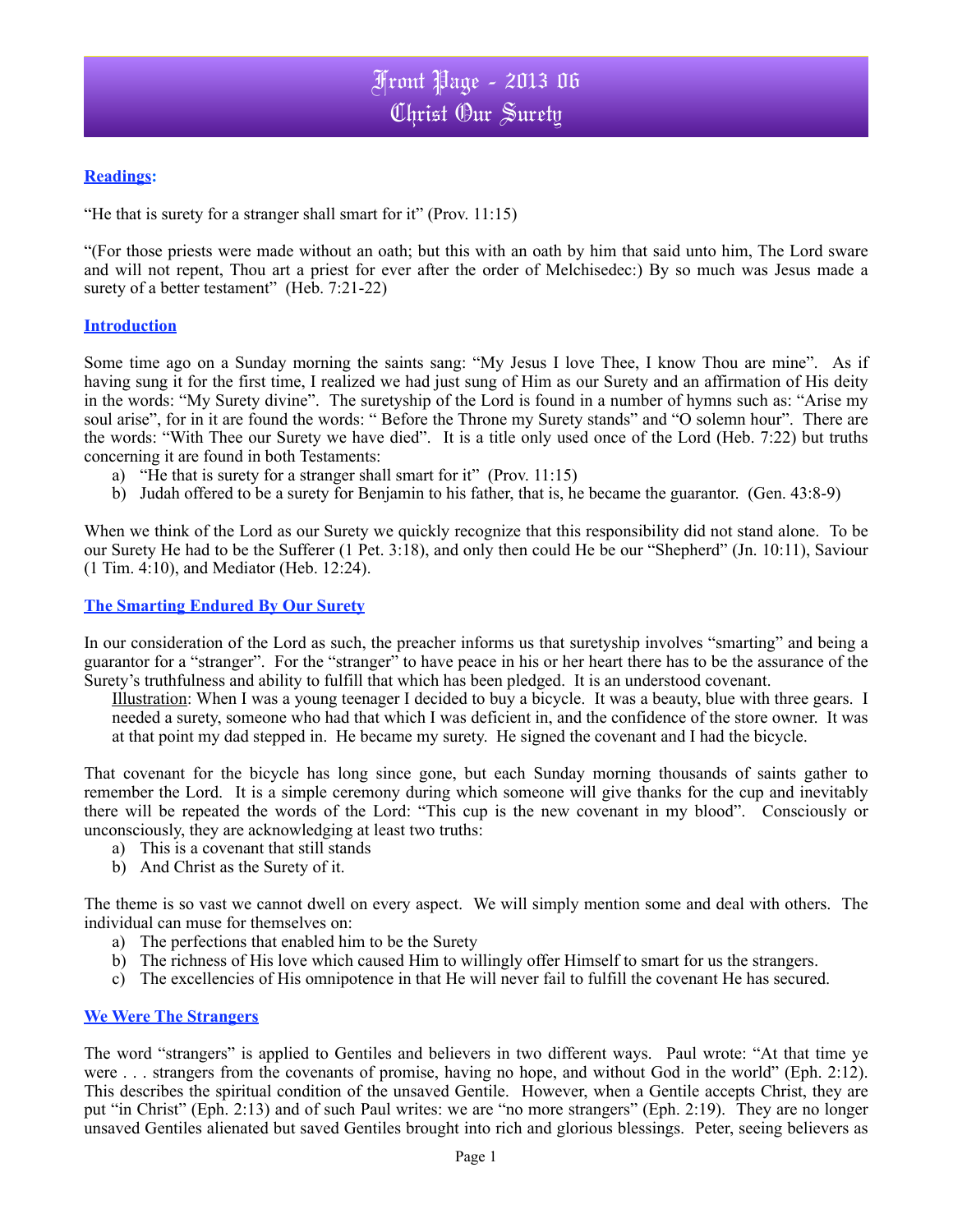# Front Page - 2013 06
# Christ Our Surety

## Readings:

"He that is surety for a stranger shall smart for it" (Prov. 11:15)

"(For those priests were made without an oath; but this with an oath by him that said unto him, The Lord sware and will not repent, Thou art a priest for ever after the order of Melchisedec:) By so much was Jesus made a surety of a better testament" (Heb. 7:21-22)

## Introduction

Some time ago on a Sunday morning the saints sang: "My Jesus I love Thee, I know Thou are mine". As if having sung it for the first time, I realized we had just sung of Him as our Surety and an affirmation of His deity in the words: "My Surety divine". The suretyship of the Lord is found in a number of hymns such as: "Arise my soul arise", for in it are found the words: " Before the Throne my Surety stands" and "O solemn hour". There are the words: "With Thee our Surety we have died". It is a title only used once of the Lord (Heb. 7:22) but truths concerning it are found in both Testaments:

a) "He that is surety for a stranger shall smart for it" (Prov. 11:15)
b) Judah offered to be a surety for Benjamin to his father, that is, he became the guarantor. (Gen. 43:8-9)

When we think of the Lord as our Surety we quickly recognize that this responsibility did not stand alone. To be our Surety He had to be the Sufferer (1 Pet. 3:18), and only then could He be our "Shepherd" (Jn. 10:11), Saviour (1 Tim. 4:10), and Mediator (Heb. 12:24).

## The Smarting Endured By Our Surety

In our consideration of the Lord as such, the preacher informs us that suretyship involves "smarting" and being a guarantor for a "stranger". For the "stranger" to have peace in his or her heart there has to be the assurance of the Surety's truthfulness and ability to fulfill that which has been pledged. It is an understood covenant.

> Illustration: When I was a young teenager I decided to buy a bicycle. It was a beauty, blue with three gears. I needed a surety, someone who had that which I was deficient in, and the confidence of the store owner. It was at that point my dad stepped in. He became my surety. He signed the covenant and I had the bicycle.

That covenant for the bicycle has long since gone, but each Sunday morning thousands of saints gather to remember the Lord. It is a simple ceremony during which someone will give thanks for the cup and inevitably there will be repeated the words of the Lord: "This cup is the new covenant in my blood". Consciously or unconsciously, they are acknowledging at least two truths:

a) This is a covenant that still stands
b) And Christ as the Surety of it.

The theme is so vast we cannot dwell on every aspect. We will simply mention some and deal with others. The individual can muse for themselves on:

a) The perfections that enabled him to be the Surety
b) The richness of His love which caused Him to willingly offer Himself to smart for us the strangers.
c) The excellencies of His omnipotence in that He will never fail to fulfill the covenant He has secured.

## We Were The Strangers

The word "strangers" is applied to Gentiles and believers in two different ways. Paul wrote: "At that time ye were . . . strangers from the covenants of promise, having no hope, and without God in the world" (Eph. 2:12). This describes the spiritual condition of the unsaved Gentile. However, when a Gentile accepts Christ, they are put "in Christ" (Eph. 2:13) and of such Paul writes: we are "no more strangers" (Eph. 2:19). They are no longer unsaved Gentiles alienated but saved Gentiles brought into rich and glorious blessings. Peter, seeing believers as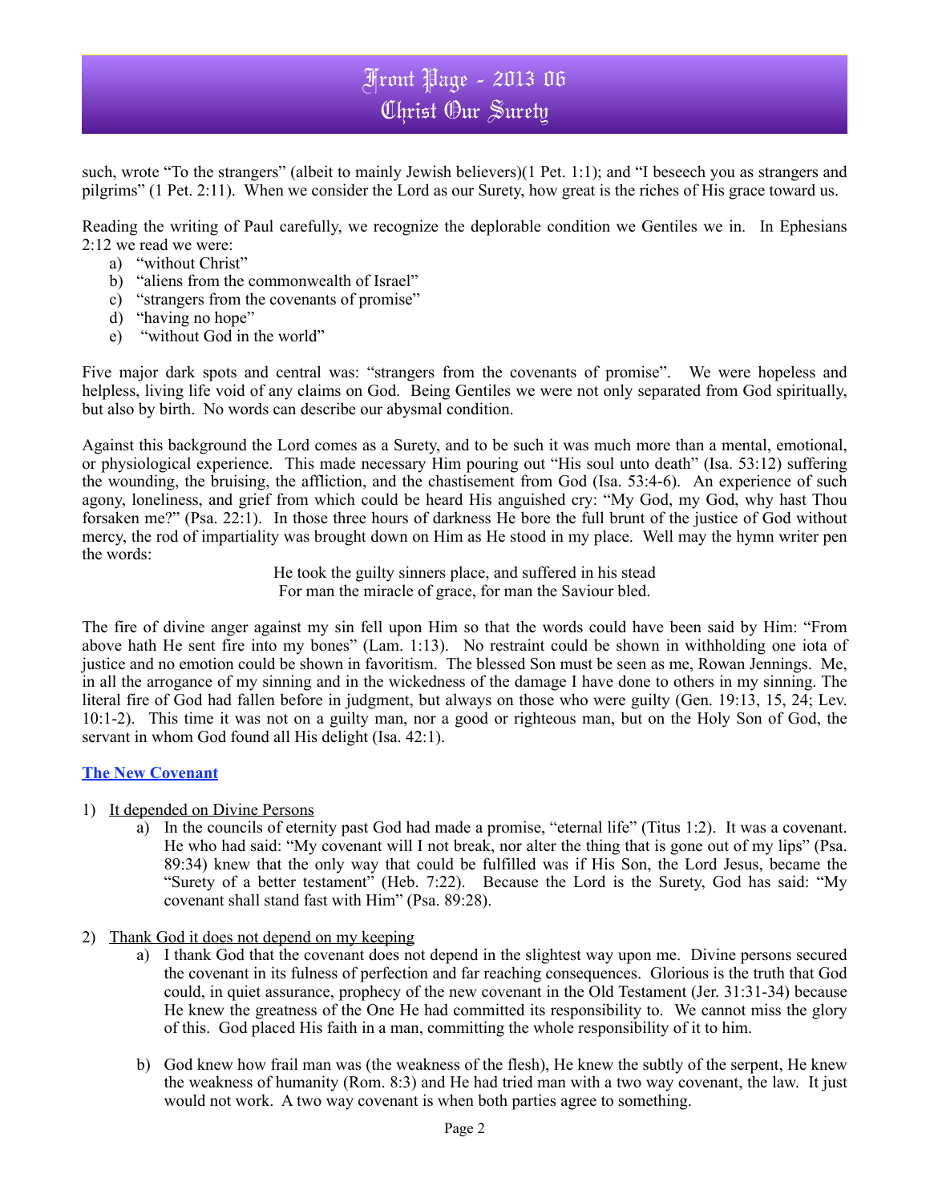such, wrote "To the strangers" (albeit to mainly Jewish believers)(1 Pet. 1:1); and "I beseech you as strangers and pilgrims" (1 Pet. 2:11). When we consider the Lord as our Surety, how great is the riches of His grace toward us.

Reading the writing of Paul carefully, we recognize the deplorable condition we Gentiles we in. In Ephesians 2:12 we read we were:

a) "without Christ"
b) "aliens from the commonwealth of Israel"
c) "strangers from the covenants of promise"
d) "having no hope"
e) "without God in the world"

Five major dark spots and central was: "strangers from the covenants of promise". We were hopeless and helpless, living life void of any claims on God. Being Gentiles we were not only separated from God spiritually, but also by birth. No words can describe our abysmal condition.

Against this background the Lord comes as a Surety, and to be such it was much more than a mental, emotional, or physiological experience. This made necessary Him pouring out "His soul unto death" (Isa. 53:12) suffering the wounding, the bruising, the affliction, and the chastisement from God (Isa. 53:4-6). An experience of such agony, loneliness, and grief from which could be heard His anguished cry: "My God, my God, why hast Thou forsaken me?" (Psa. 22:1). In those three hours of darkness He bore the full brunt of the justice of God without mercy, the rod of impartiality was brought down on Him as He stood in my place. Well may the hymn writer pen the words:

He took the guilty sinners place, and suffered in his stead
For man the miracle of grace, for man the Saviour bled.

The fire of divine anger against my sin fell upon Him so that the words could have been said by Him: "From above hath He sent fire into my bones" (Lam. 1:13). No restraint could be shown in withholding one iota of justice and no emotion could be shown in favoritism. The blessed Son must be seen as me, Rowan Jennings. Me, in all the arrogance of my sinning and in the wickedness of the damage I have done to others in my sinning. The literal fire of God had fallen before in judgment, but always on those who were guilty (Gen. 19:13, 15, 24; Lev. 10:1-2). This time it was not on a guilty man, nor a good or righteous man, but on the Holy Son of God, the servant in whom God found all His delight (Isa. 42:1).

## The New Covenant

1) It depended on Divine Persons
   a) In the councils of eternity past God had made a promise, "eternal life" (Titus 1:2). It was a covenant. He who had said: "My covenant will I not break, nor alter the thing that is gone out of my lips" (Psa. 89:34) knew that the only way that could be fulfilled was if His Son, the Lord Jesus, became the "Surety of a better testament" (Heb. 7:22). Because the Lord is the Surety, God has said: "My covenant shall stand fast with Him" (Psa. 89:28).

2) Thank God it does not depend on my keeping
   a) I thank God that the covenant does not depend in the slightest way upon me. Divine persons secured the covenant in its fulness of perfection and far reaching consequences. Glorious is the truth that God could, in quiet assurance, prophecy of the new covenant in the Old Testament (Jer. 31:31-34) because He knew the greatness of the One He had committed its responsibility to. We cannot miss the glory of this. God placed His faith in a man, committing the whole responsibility of it to him.

   b) God knew how frail man was (the weakness of the flesh), He knew the subtly of the serpent, He knew the weakness of humanity (Rom. 8:3) and He had tried man with a two way covenant, the law. It just would not work. A two way covenant is when both parties agree to something.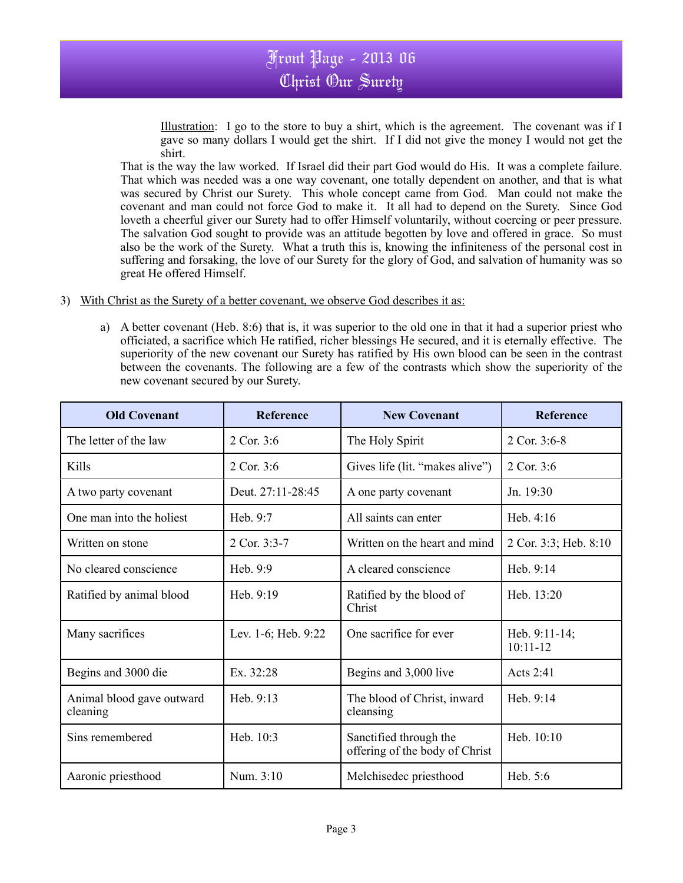Illustration: I go to the store to buy a shirt, which is the agreement. The covenant was if I gave so many dollars I would get the shirt. If I did not give the money I would not get the shirt.

That is the way the law worked. If Israel did their part God would do His. It was a complete failure. That which was needed was a one way covenant, one totally dependent on another, and that is what was secured by Christ our Surety. This whole concept came from God. Man could not make the covenant and man could not force God to make it. It all had to depend on the Surety. Since God loveth a cheerful giver our Surety had to offer Himself voluntarily, without coercing or peer pressure. The salvation God sought to provide was an attitude begotten by love and offered in grace. So must also be the work of the Surety. What a truth this is, knowing the infiniteness of the personal cost in suffering and forsaking, the love of our Surety for the glory of God, and salvation of humanity was so great He offered Himself.

3) With Christ as the Surety of a better covenant, we observe God describes it as:

a) A better covenant (Heb. 8:6) that is, it was superior to the old one in that it had a superior priest who officiated, a sacrifice which He ratified, richer blessings He secured, and it is eternally effective. The superiority of the new covenant our Surety has ratified by His own blood can be seen in the contrast between the covenants. The following are a few of the contrasts which show the superiority of the new covenant secured by our Surety.

| Old Covenant | Reference | New Covenant | Reference |
|---|---|---|---|
| The letter of the law | 2 Cor. 3:6 | The Holy Spirit | 2 Cor. 3:6-8 |
| Kills | 2 Cor. 3:6 | Gives life (lit. "makes alive") | 2 Cor. 3:6 |
| A two party covenant | Deut. 27:11-28:45 | A one party covenant | Jn. 19:30 |
| One man into the holiest | Heb. 9:7 | All saints can enter | Heb. 4:16 |
| Written on stone | 2 Cor. 3:3-7 | Written on the heart and mind | 2 Cor. 3:3; Heb. 8:10 |
| No cleared conscience | Heb. 9:9 | A cleared conscience | Heb. 9:14 |
| Ratified by animal blood | Heb. 9:19 | Ratified by the blood of Christ | Heb. 13:20 |
| Many sacrifices | Lev. 1-6; Heb. 9:22 | One sacrifice for ever | Heb. 9:11-14; 10:11-12 |
| Begins and 3000 die | Ex. 32:28 | Begins and 3,000 live | Acts 2:41 |
| Animal blood gave outward cleaning | Heb. 9:13 | The blood of Christ, inward cleansing | Heb. 9:14 |
| Sins remembered | Heb. 10:3 | Sanctified through the offering of the body of Christ | Heb. 10:10 |
| Aaronic priesthood | Num. 3:10 | Melchisedec priesthood | Heb. 5:6 |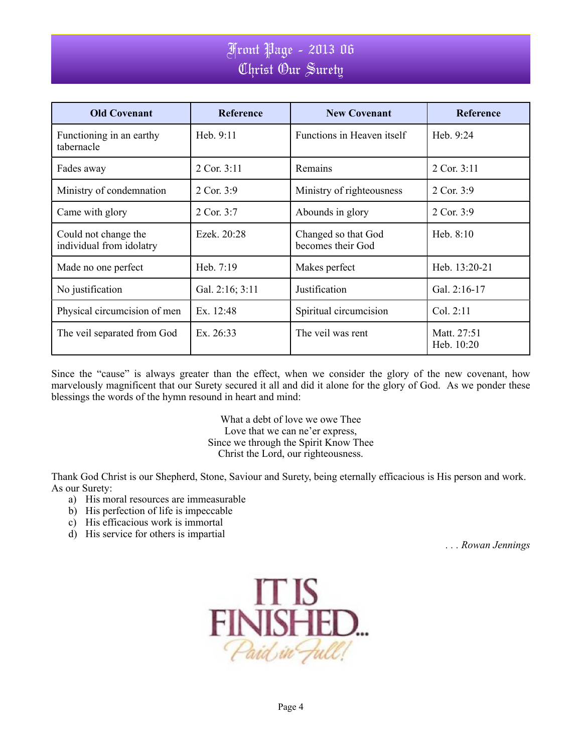# Front Page - 2013 06
## Christ Our Surety

| Old Covenant | Reference | New Covenant | Reference |
|---|---|---|---|
| Functioning in an earthy tabernacle | Heb. 9:11 | Functions in Heaven itself | Heb. 9:24 |
| Fades away | 2 Cor. 3:11 | Remains | 2 Cor. 3:11 |
| Ministry of condemnation | 2 Cor. 3:9 | Ministry of righteousness | 2 Cor. 3:9 |
| Came with glory | 2 Cor. 3:7 | Abounds in glory | 2 Cor. 3:9 |
| Could not change the individual from idolatry | Ezek. 20:28 | Changed so that God becomes their God | Heb. 8:10 |
| Made no one perfect | Heb. 7:19 | Makes perfect | Heb. 13:20-21 |
| No justification | Gal. 2:16; 3:11 | Justification | Gal. 2:16-17 |
| Physical circumcision of men | Ex. 12:48 | Spiritual circumcision | Col. 2:11 |
| The veil separated from God | Ex. 26:33 | The veil was rent | Matt. 27:51<br>Heb. 10:20 |

Since the "cause" is always greater than the effect, when we consider the glory of the new covenant, how marvelously magnificent that our Surety secured it all and did it alone for the glory of God. As we ponder these blessings the words of the hymn resound in heart and mind:

What a debt of love we owe Thee  
Love that we can ne'er express,  
Since we through the Spirit Know Thee  
Christ the Lord, our righteousness.

Thank God Christ is our Shepherd, Stone, Saviour and Surety, being eternally efficacious is His person and work. As our Surety:

a) His moral resources are immeasurable
b) His perfection of life is impeccable
c) His efficacious work is immortal
d) His service for others is impartial

. . . *Rowan Jennings*

IT IS FINISHED...  
*Paid in Full!*